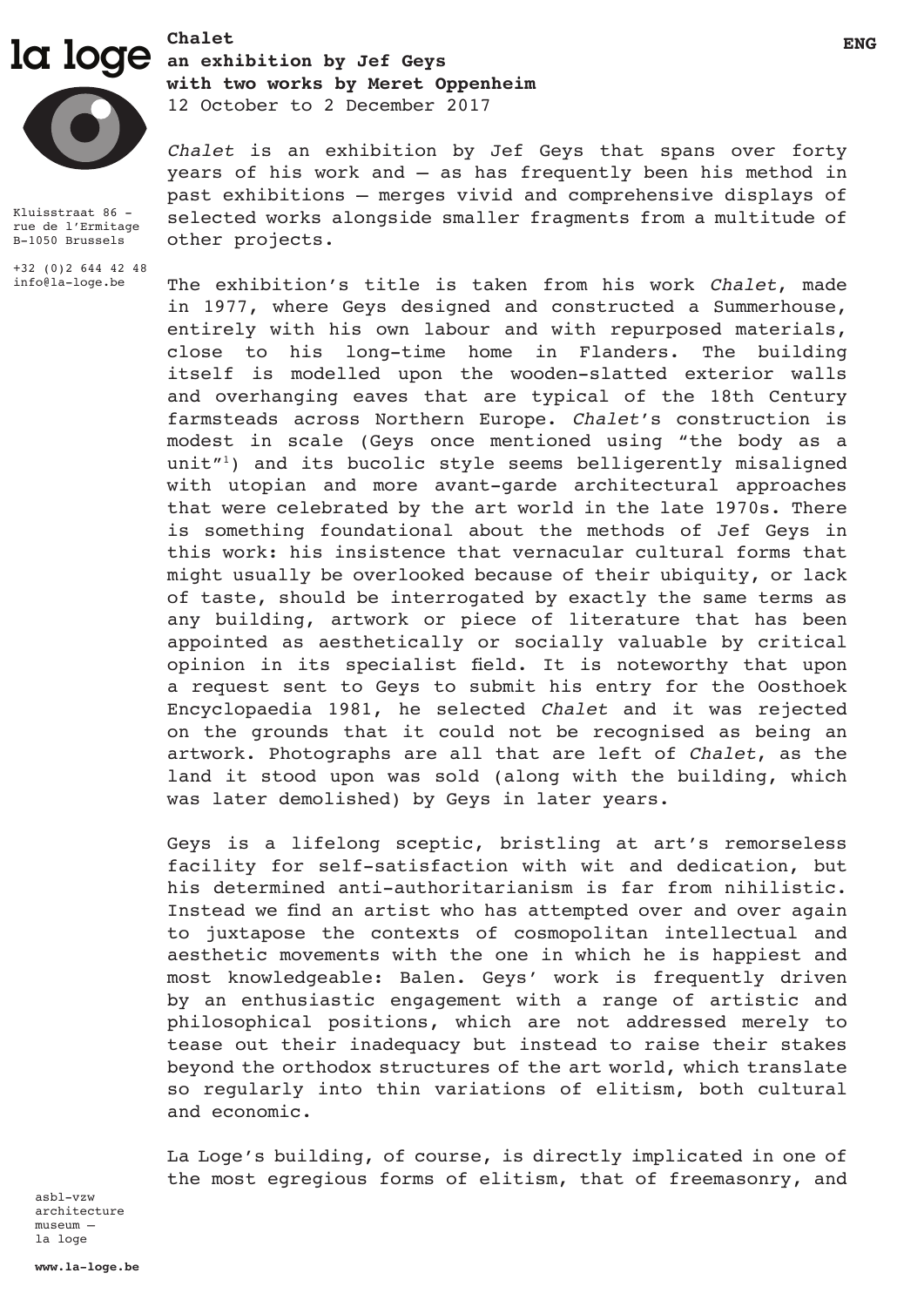la loge

Kluisstraat 86 –
rue de l'Ermitage
B-1050 Brussels

+32 (0)2 644 42 48
info@la-loge.be

ENG

**Chalet**
**an exhibition by Jef Geys**
**with two works by Meret Oppenheim**
12 October to 2 December 2017

*Chalet* is an exhibition by Jef Geys that spans over forty years of his work and — as has frequently been his method in past exhibitions — merges vivid and comprehensive displays of selected works alongside smaller fragments from a multitude of other projects.

The exhibition's title is taken from his work *Chalet*, made in 1977, where Geys designed and constructed a Summerhouse, entirely with his own labour and with repurposed materials, close to his long-time home in Flanders. The building itself is modelled upon the wooden-slatted exterior walls and overhanging eaves that are typical of the 18th Century farmsteads across Northern Europe. *Chalet*'s construction is modest in scale (Geys once mentioned using "the body as a unit"[1]) and its bucolic style seems belligerently misaligned with utopian and more avant-garde architectural approaches that were celebrated by the art world in the late 1970s. There is something foundational about the methods of Jef Geys in this work: his insistence that vernacular cultural forms that might usually be overlooked because of their ubiquity, or lack of taste, should be interrogated by exactly the same terms as any building, artwork or piece of literature that has been appointed as aesthetically or socially valuable by critical opinion in its specialist field. It is noteworthy that upon a request sent to Geys to submit his entry for the Oosthoek Encyclopaedia 1981, he selected *Chalet* and it was rejected on the grounds that it could not be recognised as being an artwork. Photographs are all that are left of *Chalet*, as the land it stood upon was sold (along with the building, which was later demolished) by Geys in later years.

Geys is a lifelong sceptic, bristling at art's remorseless facility for self-satisfaction with wit and dedication, but his determined anti-authoritarianism is far from nihilistic. Instead we find an artist who has attempted over and over again to juxtapose the contexts of cosmopolitan intellectual and aesthetic movements with the one in which he is happiest and most knowledgeable: Balen. Geys' work is frequently driven by an enthusiastic engagement with a range of artistic and philosophical positions, which are not addressed merely to tease out their inadequacy but instead to raise their stakes beyond the orthodox structures of the art world, which translate so regularly into thin variations of elitism, both cultural and economic.

La Loge's building, of course, is directly implicated in one of the most egregious forms of elitism, that of freemasonry, and

asbl-vzw
architecture
museum —
la loge

**www.la-loge.be**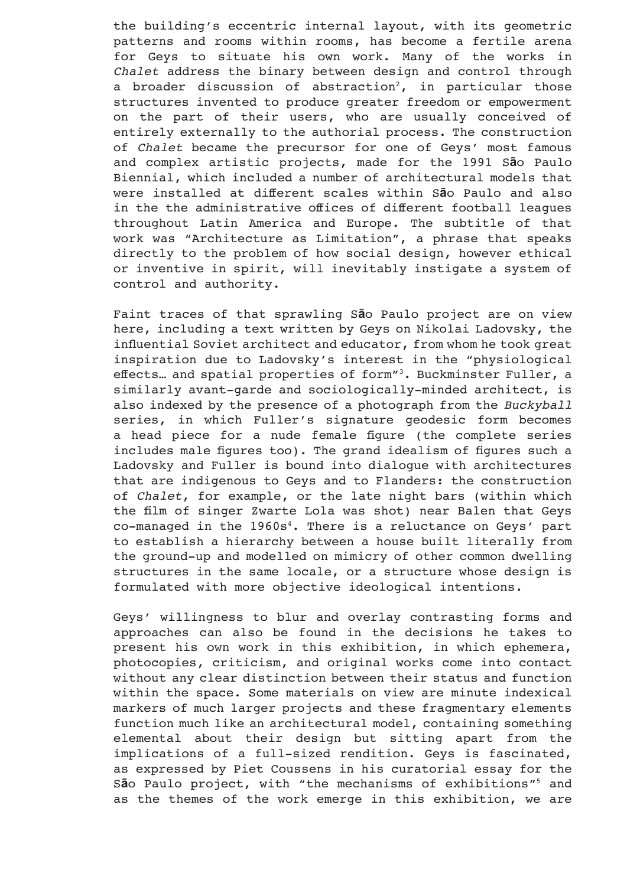the building's eccentric internal layout, with its geometric patterns and rooms within rooms, has become a fertile arena for Geys to situate his own work. Many of the works in *Chalet* address the binary between design and control through a broader discussion of abstraction[2], in particular those structures invented to produce greater freedom or empowerment on the part of their users, who are usually conceived of entirely externally to the authorial process. The construction of *Chalet* became the precursor for one of Geys' most famous and complex artistic projects, made for the 1991 São Paulo Biennial, which included a number of architectural models that were installed at different scales within São Paulo and also in the the administrative offices of different football leagues throughout Latin America and Europe. The subtitle of that work was "Architecture as Limitation", a phrase that speaks directly to the problem of how social design, however ethical or inventive in spirit, will inevitably instigate a system of control and authority.

Faint traces of that sprawling São Paulo project are on view here, including a text written by Geys on Nikolai Ladovsky, the influential Soviet architect and educator, from whom he took great inspiration due to Ladovsky's interest in the "physiological effects… and spatial properties of form"[3]. Buckminster Fuller, a similarly avant-garde and sociologically-minded architect, is also indexed by the presence of a photograph from the *Buckyball* series, in which Fuller's signature geodesic form becomes a head piece for a nude female figure (the complete series includes male figures too). The grand idealism of figures such a Ladovsky and Fuller is bound into dialogue with architectures that are indigenous to Geys and to Flanders: the construction of *Chalet*, for example, or the late night bars (within which the film of singer Zwarte Lola was shot) near Balen that Geys co-managed in the 1960s[4]. There is a reluctance on Geys' part to establish a hierarchy between a house built literally from the ground-up and modelled on mimicry of other common dwelling structures in the same locale, or a structure whose design is formulated with more objective ideological intentions.

Geys' willingness to blur and overlay contrasting forms and approaches can also be found in the decisions he takes to present his own work in this exhibition, in which ephemera, photocopies, criticism, and original works come into contact without any clear distinction between their status and function within the space. Some materials on view are minute indexical markers of much larger projects and these fragmentary elements function much like an architectural model, containing something elemental about their design but sitting apart from the implications of a full-sized rendition. Geys is fascinated, as expressed by Piet Coussens in his curatorial essay for the São Paulo project, with "the mechanisms of exhibitions"[5] and as the themes of the work emerge in this exhibition, we are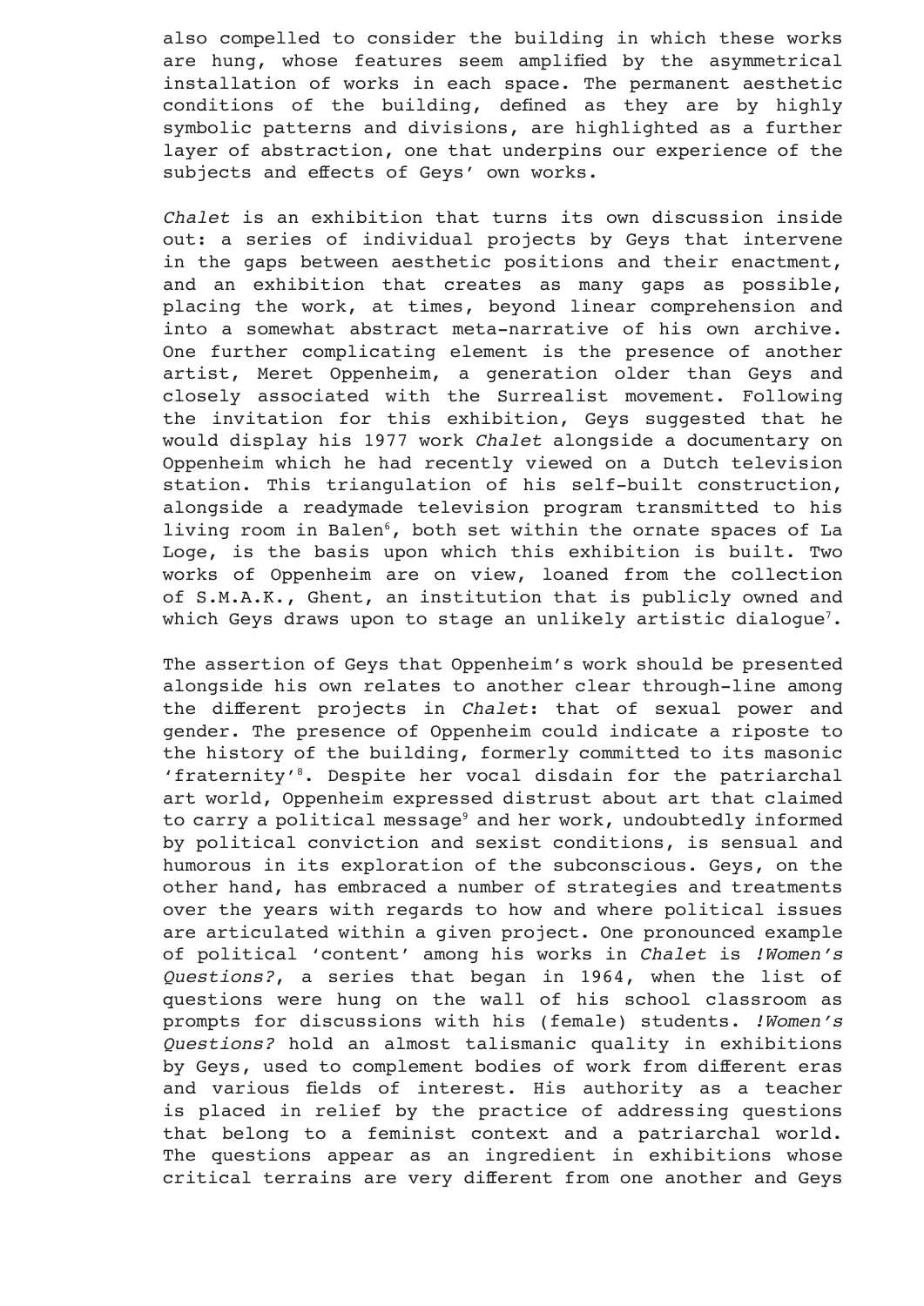also compelled to consider the building in which these works are hung, whose features seem amplified by the asymmetrical installation of works in each space. The permanent aesthetic conditions of the building, defined as they are by highly symbolic patterns and divisions, are highlighted as a further layer of abstraction, one that underpins our experience of the subjects and effects of Geys' own works.

*Chalet* is an exhibition that turns its own discussion inside out: a series of individual projects by Geys that intervene in the gaps between aesthetic positions and their enactment, and an exhibition that creates as many gaps as possible, placing the work, at times, beyond linear comprehension and into a somewhat abstract meta-narrative of his own archive. One further complicating element is the presence of another artist, Meret Oppenheim, a generation older than Geys and closely associated with the Surrealist movement. Following the invitation for this exhibition, Geys suggested that he would display his 1977 work *Chalet* alongside a documentary on Oppenheim which he had recently viewed on a Dutch television station. This triangulation of his self-built construction, alongside a readymade television program transmitted to his living room in Balen[6], both set within the ornate spaces of La Loge, is the basis upon which this exhibition is built. Two works of Oppenheim are on view, loaned from the collection of S.M.A.K., Ghent, an institution that is publicly owned and which Geys draws upon to stage an unlikely artistic dialogue[7].

The assertion of Geys that Oppenheim's work should be presented alongside his own relates to another clear through-line among the different projects in *Chalet*: that of sexual power and gender. The presence of Oppenheim could indicate a riposte to the history of the building, formerly committed to its masonic 'fraternity'[8]. Despite her vocal disdain for the patriarchal art world, Oppenheim expressed distrust about art that claimed to carry a political message[9] and her work, undoubtedly informed by political conviction and sexist conditions, is sensual and humorous in its exploration of the subconscious. Geys, on the other hand, has embraced a number of strategies and treatments over the years with regards to how and where political issues are articulated within a given project. One pronounced example of political 'content' among his works in *Chalet* is *!Women's Questions?*, a series that began in 1964, when the list of questions were hung on the wall of his school classroom as prompts for discussions with his (female) students. *!Women's Questions?* hold an almost talismanic quality in exhibitions by Geys, used to complement bodies of work from different eras and various fields of interest. His authority as a teacher is placed in relief by the practice of addressing questions that belong to a feminist context and a patriarchal world. The questions appear as an ingredient in exhibitions whose critical terrains are very different from one another and Geys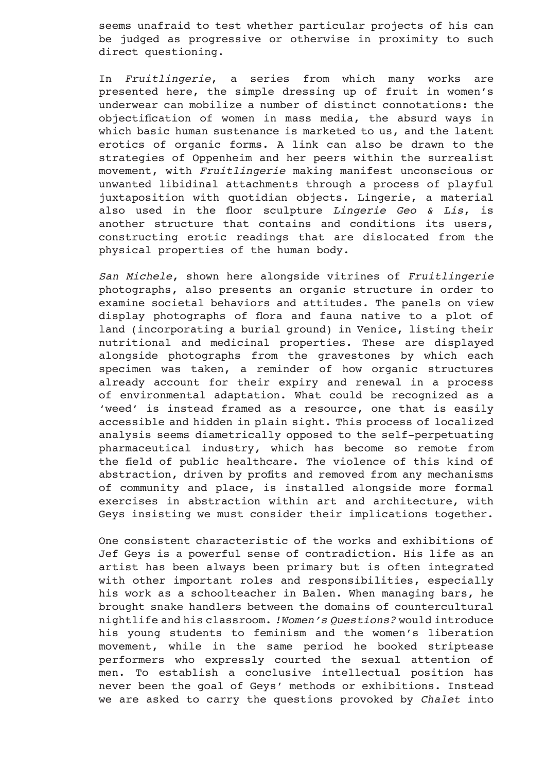seems unafraid to test whether particular projects of his can be judged as progressive or otherwise in proximity to such direct questioning.

In *Fruitlingerie*, a series from which many works are presented here, the simple dressing up of fruit in women's underwear can mobilize a number of distinct connotations: the objectification of women in mass media, the absurd ways in which basic human sustenance is marketed to us, and the latent erotics of organic forms. A link can also be drawn to the strategies of Oppenheim and her peers within the surrealist movement, with *Fruitlingerie* making manifest unconscious or unwanted libidinal attachments through a process of playful juxtaposition with quotidian objects. Lingerie, a material also used in the floor sculpture *Lingerie Geo & Lis*, is another structure that contains and conditions its users, constructing erotic readings that are dislocated from the physical properties of the human body.

*San Michele*, shown here alongside vitrines of *Fruitlingerie* photographs, also presents an organic structure in order to examine societal behaviors and attitudes. The panels on view display photographs of flora and fauna native to a plot of land (incorporating a burial ground) in Venice, listing their nutritional and medicinal properties. These are displayed alongside photographs from the gravestones by which each specimen was taken, a reminder of how organic structures already account for their expiry and renewal in a process of environmental adaptation. What could be recognized as a 'weed' is instead framed as a resource, one that is easily accessible and hidden in plain sight. This process of localized analysis seems diametrically opposed to the self-perpetuating pharmaceutical industry, which has become so remote from the field of public healthcare. The violence of this kind of abstraction, driven by profits and removed from any mechanisms of community and place, is installed alongside more formal exercises in abstraction within art and architecture, with Geys insisting we must consider their implications together.

One consistent characteristic of the works and exhibitions of Jef Geys is a powerful sense of contradiction. His life as an artist has been always been primary but is often integrated with other important roles and responsibilities, especially his work as a schoolteacher in Balen. When managing bars, he brought snake handlers between the domains of countercultural nightlife and his classroom. *!Women's Questions?* would introduce his young students to feminism and the women's liberation movement, while in the same period he booked striptease performers who expressly courted the sexual attention of men. To establish a conclusive intellectual position has never been the goal of Geys' methods or exhibitions. Instead we are asked to carry the questions provoked by *Chalet* into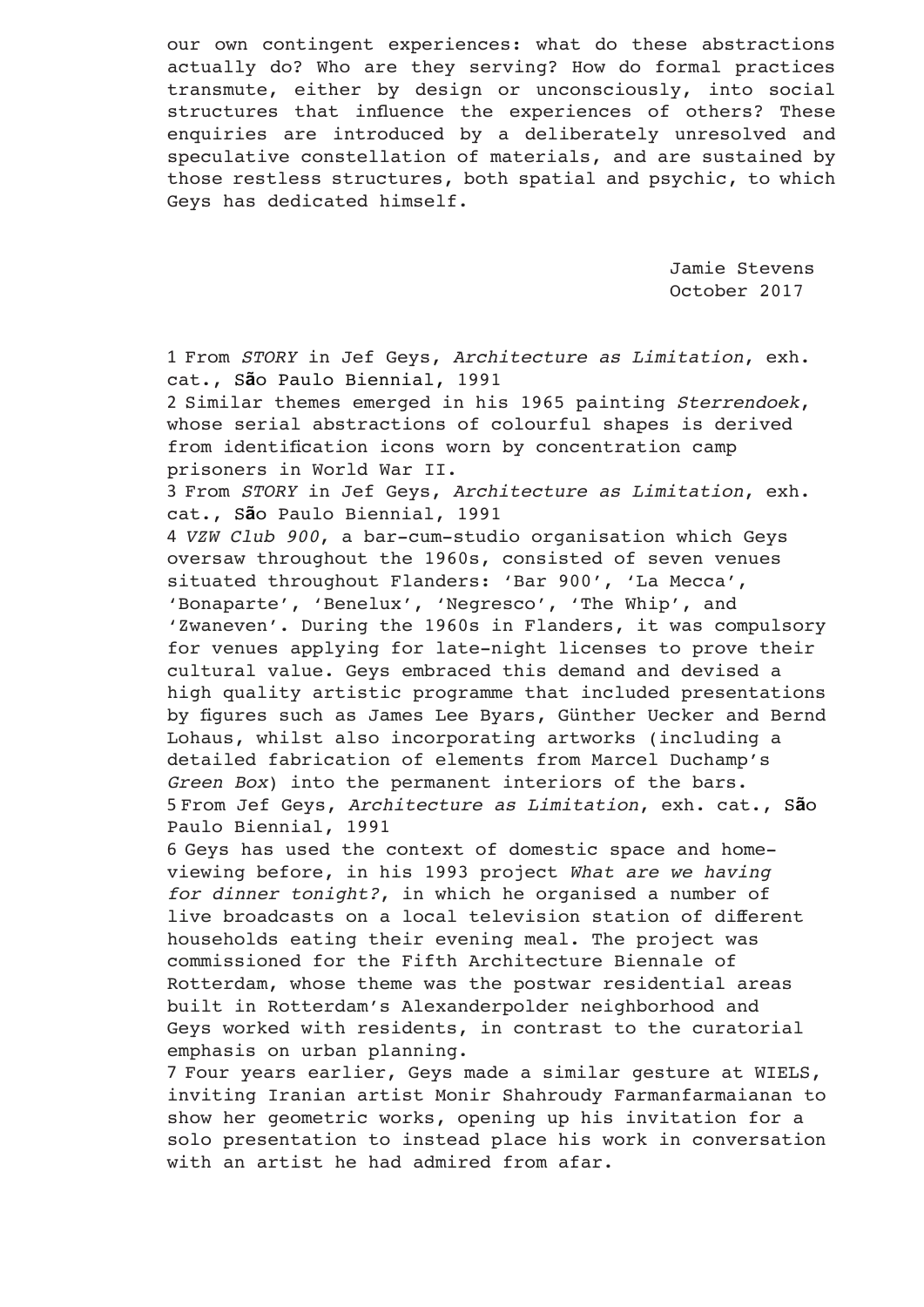our own contingent experiences: what do these abstractions actually do? Who are they serving? How do formal practices transmute, either by design or unconsciously, into social structures that influence the experiences of others? These enquiries are introduced by a deliberately unresolved and speculative constellation of materials, and are sustained by those restless structures, both spatial and psychic, to which Geys has dedicated himself.

Jamie Stevens
October 2017

1 From *STORY* in Jef Geys, *Architecture as Limitation*, exh. cat., São Paulo Biennial, 1991

2 Similar themes emerged in his 1965 painting *Sterrendoek*, whose serial abstractions of colourful shapes is derived from identification icons worn by concentration camp prisoners in World War II.

3 From *STORY* in Jef Geys, *Architecture as Limitation*, exh. cat., São Paulo Biennial, 1991

4 *VZW Club 900*, a bar-cum-studio organisation which Geys oversaw throughout the 1960s, consisted of seven venues situated throughout Flanders: 'Bar 900', 'La Mecca', 'Bonaparte', 'Benelux', 'Negresco', 'The Whip', and 'Zwaneven'. During the 1960s in Flanders, it was compulsory for venues applying for late-night licenses to prove their cultural value. Geys embraced this demand and devised a high quality artistic programme that included presentations by figures such as James Lee Byars, Günther Uecker and Bernd Lohaus, whilst also incorporating artworks (including a detailed fabrication of elements from Marcel Duchamp's *Green Box*) into the permanent interiors of the bars.

5 From Jef Geys, *Architecture as Limitation*, exh. cat., São Paulo Biennial, 1991

6 Geys has used the context of domestic space and home-viewing before, in his 1993 project *What are we having for dinner tonight?*, in which he organised a number of live broadcasts on a local television station of different households eating their evening meal. The project was commissioned for the Fifth Architecture Biennale of Rotterdam, whose theme was the postwar residential areas built in Rotterdam's Alexanderpolder neighborhood and Geys worked with residents, in contrast to the curatorial emphasis on urban planning.

7 Four years earlier, Geys made a similar gesture at WIELS, inviting Iranian artist Monir Shahroudy Farmanfarmaianan to show her geometric works, opening up his invitation for a solo presentation to instead place his work in conversation with an artist he had admired from afar.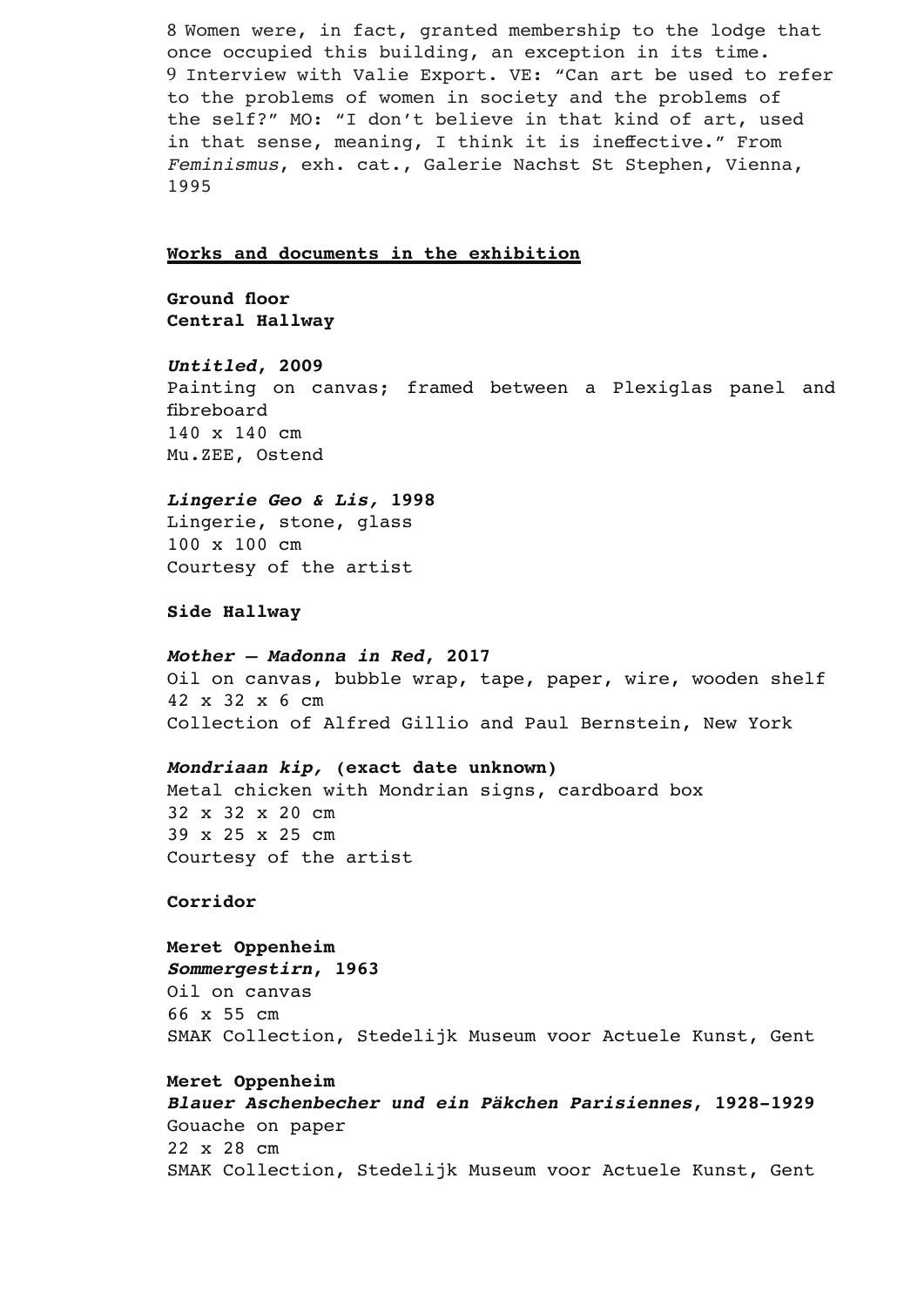8 Women were, in fact, granted membership to the lodge that once occupied this building, an exception in its time.
9 Interview with Valie Export. VE: "Can art be used to refer to the problems of women in society and the problems of the self?" MO: "I don't believe in that kind of art, used in that sense, meaning, I think it is ineffective." From *Feminismus*, exh. cat., Galerie Nachst St Stephen, Vienna, 1995

## Works and documents in the exhibition

**Ground floor**
**Central Hallway**

***Untitled*, 2009**
Painting on canvas; framed between a Plexiglas panel and fibreboard
140 x 140 cm
Mu.ZEE, Ostend

***Lingerie Geo & Lis,* 1998**
Lingerie, stone, glass
100 x 100 cm
Courtesy of the artist

**Side Hallway**

***Mother – Madonna in Red*, 2017**
Oil on canvas, bubble wrap, tape, paper, wire, wooden shelf
42 x 32 x 6 cm
Collection of Alfred Gillio and Paul Bernstein, New York

***Mondriaan kip,* (exact date unknown)**
Metal chicken with Mondrian signs, cardboard box
32 x 32 x 20 cm
39 x 25 x 25 cm
Courtesy of the artist

**Corridor**

**Meret Oppenheim**
***Sommergestirn*, 1963**
Oil on canvas
66 x 55 cm
SMAK Collection, Stedelijk Museum voor Actuele Kunst, Gent

**Meret Oppenheim**
***Blauer Aschenbecher und ein Päkchen Parisiennes*, 1928-1929**
Gouache on paper
22 x 28 cm
SMAK Collection, Stedelijk Museum voor Actuele Kunst, Gent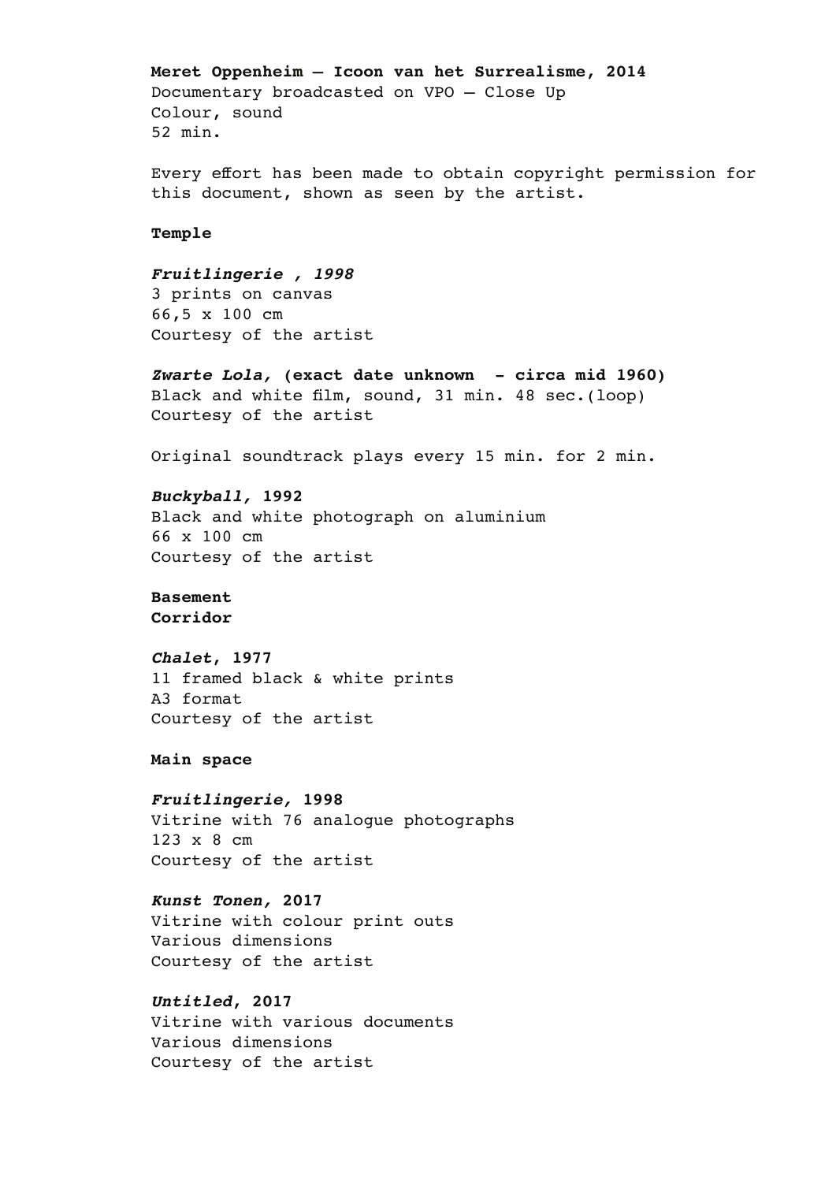**Meret Oppenheim – Icoon van het Surrealisme, 2014**
Documentary broadcasted on VPO – Close Up
Colour, sound
52 min.

Every effort has been made to obtain copyright permission for this document, shown as seen by the artist.

**Temple**

***Fruitlingerie , 1998***
3 prints on canvas
66,5 x 100 cm
Courtesy of the artist

***Zwarte Lola,* (exact date unknown - circa mid 1960)**
Black and white film, sound, 31 min. 48 sec.(loop)
Courtesy of the artist

Original soundtrack plays every 15 min. for 2 min.

***Buckyball,* 1992**
Black and white photograph on aluminium
66 x 100 cm
Courtesy of the artist

**Basement**
**Corridor**

***Chalet*, 1977**
11 framed black & white prints
A3 format
Courtesy of the artist

**Main space**

***Fruitlingerie,* 1998**
Vitrine with 76 analogue photographs
123 x 8 cm
Courtesy of the artist

***Kunst Tonen,* 2017**
Vitrine with colour print outs
Various dimensions
Courtesy of the artist

***Untitled*, 2017**
Vitrine with various documents
Various dimensions
Courtesy of the artist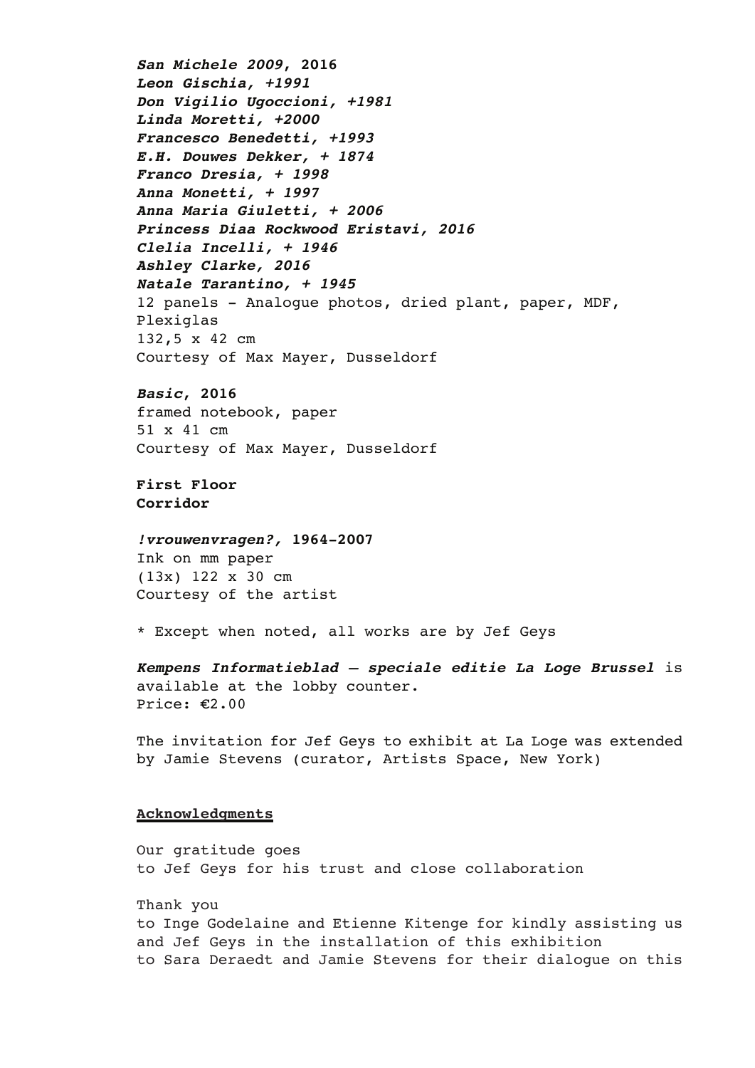***San Michele 2009*, 2016**
***Leon Gischia, +1991***
***Don Vigilio Ugoccioni, +1981***
***Linda Moretti, +2000***
***Francesco Benedetti, +1993***
***E.H. Douwes Dekker, + 1874***
***Franco Dresia, + 1998***
***Anna Monetti, + 1997***
***Anna Maria Giuletti, + 2006***
***Princess Diaa Rockwood Eristavi, 2016***
***Clelia Incelli, + 1946***
***Ashley Clarke, 2016***
***Natale Tarantino, + 1945***
12 panels - Analogue photos, dried plant, paper, MDF, Plexiglas
132,5 x 42 cm
Courtesy of Max Mayer, Dusseldorf

***Basic*, 2016**
framed notebook, paper
51 x 41 cm
Courtesy of Max Mayer, Dusseldorf

**First Floor**
**Corridor**

***!vrouwenvragen?*, 1964-2007**
Ink on mm paper
(13x) 122 x 30 cm
Courtesy of the artist

* Except when noted, all works are by Jef Geys

***Kempens Informatieblad – speciale editie La Loge Brussel*** is available at the lobby counter.
Price: €2.00

The invitation for Jef Geys to exhibit at La Loge was extended by Jamie Stevens (curator, Artists Space, New York)

## Acknowledgments

Our gratitude goes
to Jef Geys for his trust and close collaboration

Thank you
to Inge Godelaine and Etienne Kitenge for kindly assisting us and Jef Geys in the installation of this exhibition
to Sara Deraedt and Jamie Stevens for their dialogue on this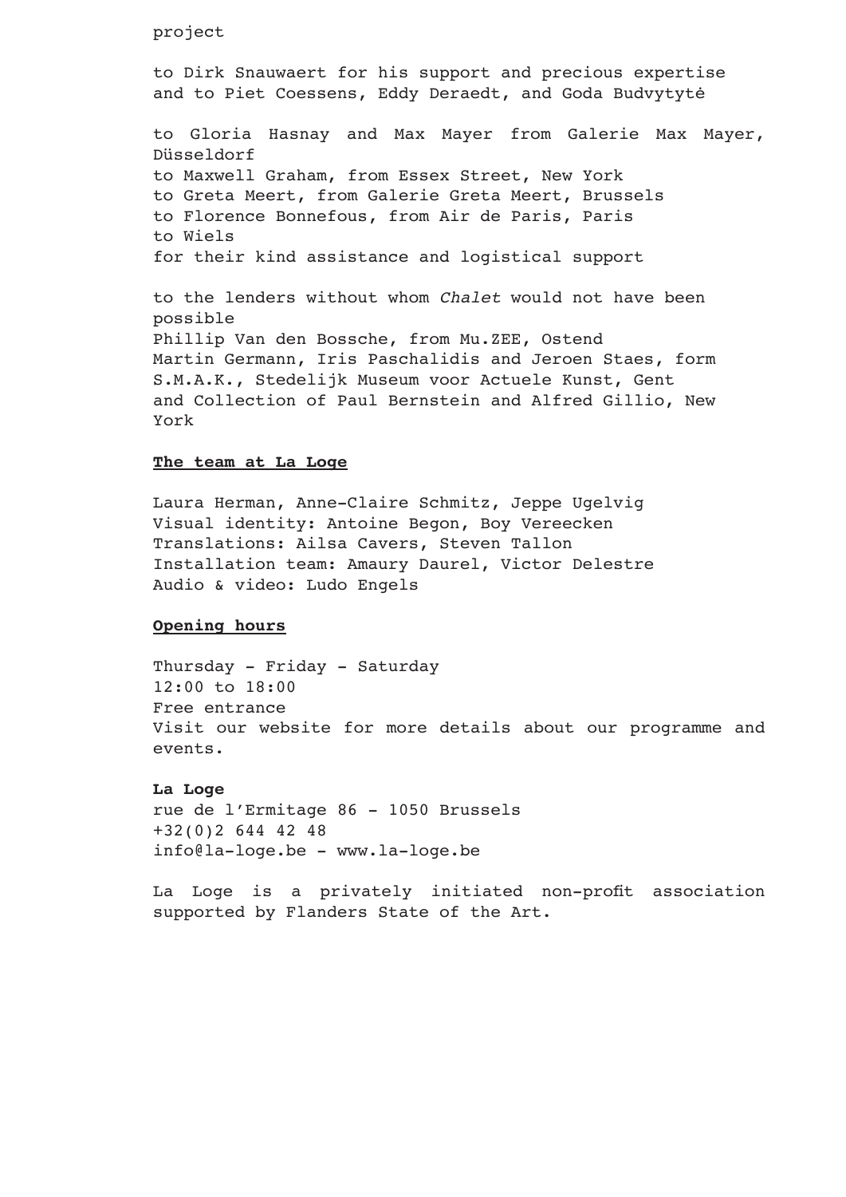project

to Dirk Snauwaert for his support and precious expertise and to Piet Coessens, Eddy Deraedt, and Goda Budvytytė

to Gloria Hasnay and Max Mayer from Galerie Max Mayer, Düsseldorf
to Maxwell Graham, from Essex Street, New York
to Greta Meert, from Galerie Greta Meert, Brussels
to Florence Bonnefous, from Air de Paris, Paris
to Wiels
for their kind assistance and logistical support

to the lenders without whom *Chalet* would not have been possible
Phillip Van den Bossche, from Mu.ZEE, Ostend
Martin Germann, Iris Paschalidis and Jeroen Staes, form S.M.A.K., Stedelijk Museum voor Actuele Kunst, Gent
and Collection of Paul Bernstein and Alfred Gillio, New York

**The team at La Loge**

Laura Herman, Anne-Claire Schmitz, Jeppe Ugelvig
Visual identity: Antoine Begon, Boy Vereecken
Translations: Ailsa Cavers, Steven Tallon
Installation team: Amaury Daurel, Victor Delestre
Audio & video: Ludo Engels

**Opening hours**

Thursday - Friday - Saturday
12:00 to 18:00
Free entrance
Visit our website for more details about our programme and events.

**La Loge**
rue de l'Ermitage 86 - 1050 Brussels
+32(0)2 644 42 48
info@la-loge.be - www.la-loge.be

La Loge is a privately initiated non-profit association supported by Flanders State of the Art.